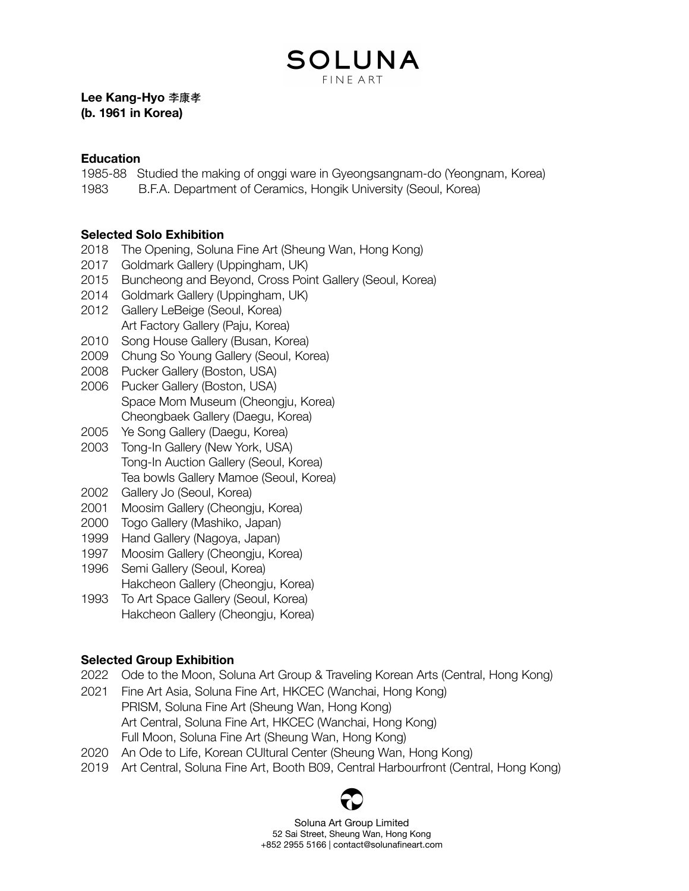**Lee Kang-Hyo 李康孝**
**(b. 1961 in Korea)**

**Education**

1985-88 Studied the making of onggi ware in Gyeongsangnam-do (Yeongnam, Korea)
1983 B.F.A. Department of Ceramics, Hongik University (Seoul, Korea)

**Selected Solo Exhibition**

2018 The Opening, Soluna Fine Art (Sheung Wan, Hong Kong)
2017 Goldmark Gallery (Uppingham, UK)
2015 Buncheong and Beyond, Cross Point Gallery (Seoul, Korea)
2014 Goldmark Gallery (Uppingham, UK)
2012 Gallery LeBeige (Seoul, Korea)
Art Factory Gallery (Paju, Korea)
2010 Song House Gallery (Busan, Korea)
2009 Chung So Young Gallery (Seoul, Korea)
2008 Pucker Gallery (Boston, USA)
2006 Pucker Gallery (Boston, USA)
Space Mom Museum (Cheongju, Korea)
Cheongbaek Gallery (Daegu, Korea)
2005 Ye Song Gallery (Daegu, Korea)
2003 Tong-In Gallery (New York, USA)
Tong-In Auction Gallery (Seoul, Korea)
Tea bowls Gallery Mamoe (Seoul, Korea)
2002 Gallery Jo (Seoul, Korea)
2001 Moosim Gallery (Cheongju, Korea)
2000 Togo Gallery (Mashiko, Japan)
1999 Hand Gallery (Nagoya, Japan)
1997 Moosim Gallery (Cheongju, Korea)
1996 Semi Gallery (Seoul, Korea)
Hakcheon Gallery (Cheongju, Korea)
1993 To Art Space Gallery (Seoul, Korea)
Hakcheon Gallery (Cheongju, Korea)

**Selected Group Exhibition**

2022 Ode to the Moon, Soluna Art Group & Traveling Korean Arts (Central, Hong Kong)
2021 Fine Art Asia, Soluna Fine Art, HKCEC (Wanchai, Hong Kong)
PRISM, Soluna Fine Art (Sheung Wan, Hong Kong)
Art Central, Soluna Fine Art, HKCEC (Wanchai, Hong Kong)
Full Moon, Soluna Fine Art (Sheung Wan, Hong Kong)
2020 An Ode to Life, Korean CUltural Center (Sheung Wan, Hong Kong)
2019 Art Central, Soluna Fine Art, Booth B09, Central Harbourfront (Central, Hong Kong)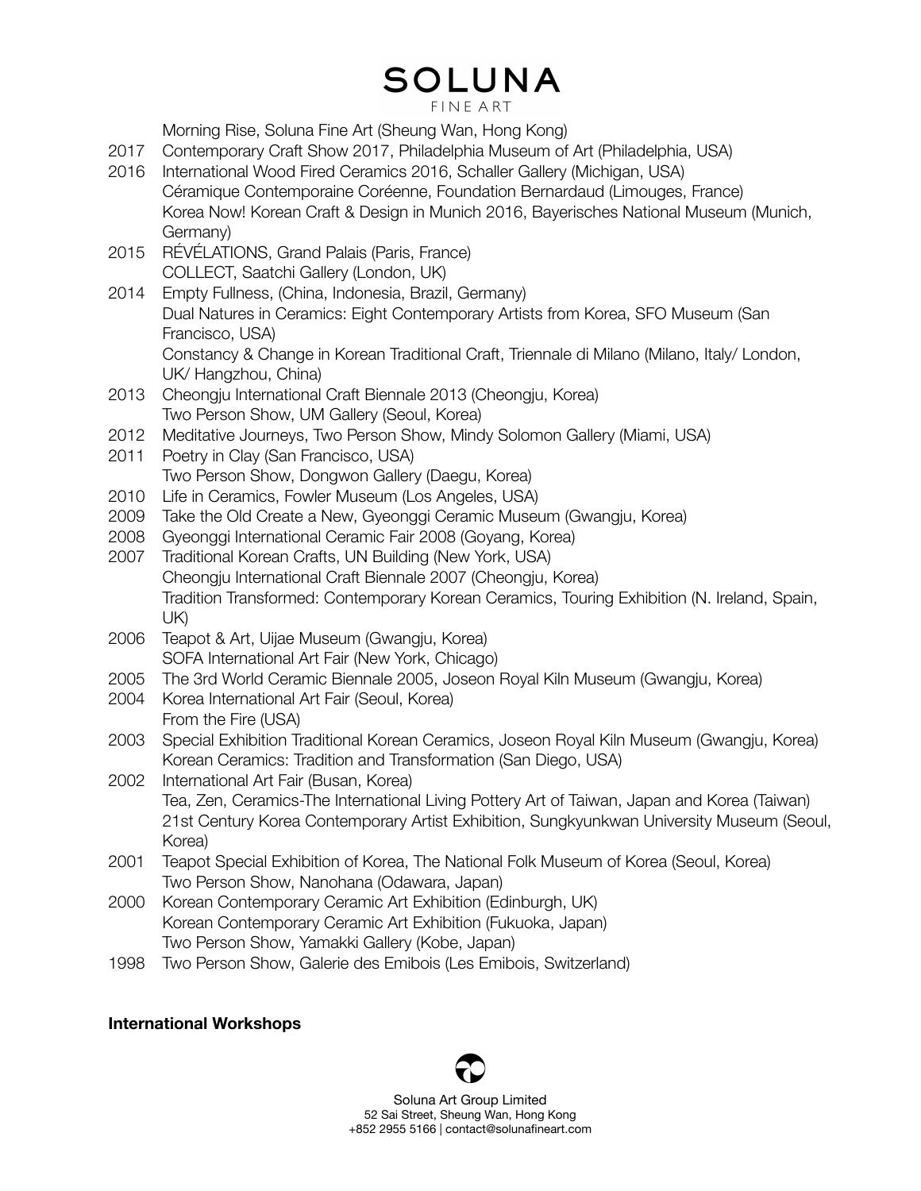Morning Rise, Soluna Fine Art (Sheung Wan, Hong Kong)

2017 Contemporary Craft Show 2017, Philadelphia Museum of Art (Philadelphia, USA)

2016 International Wood Fired Ceramics 2016, Schaller Gallery (Michigan, USA)
Céramique Contemporaine Coréenne, Foundation Bernardaud (Limouges, France)
Korea Now! Korean Craft & Design in Munich 2016, Bayerisches National Museum (Munich, Germany)

2015 RÉVÉLATIONS, Grand Palais (Paris, France)
COLLECT, Saatchi Gallery (London, UK)

2014 Empty Fullness, (China, Indonesia, Brazil, Germany)
Dual Natures in Ceramics: Eight Contemporary Artists from Korea, SFO Museum (San Francisco, USA)
Constancy & Change in Korean Traditional Craft, Triennale di Milano (Milano, Italy/ London, UK/ Hangzhou, China)

2013 Cheongju International Craft Biennale 2013 (Cheongju, Korea)
Two Person Show, UM Gallery (Seoul, Korea)

2012 Meditative Journeys, Two Person Show, Mindy Solomon Gallery (Miami, USA)

2011 Poetry in Clay (San Francisco, USA)
Two Person Show, Dongwon Gallery (Daegu, Korea)

2010 Life in Ceramics, Fowler Museum (Los Angeles, USA)

2009 Take the Old Create a New, Gyeonggi Ceramic Museum (Gwangju, Korea)

2008 Gyeonggi International Ceramic Fair 2008 (Goyang, Korea)

2007 Traditional Korean Crafts, UN Building (New York, USA)
Cheongju International Craft Biennale 2007 (Cheongju, Korea)
Tradition Transformed: Contemporary Korean Ceramics, Touring Exhibition (N. Ireland, Spain, UK)

2006 Teapot & Art, Uijae Museum (Gwangju, Korea)
SOFA International Art Fair (New York, Chicago)

2005 The 3rd World Ceramic Biennale 2005, Joseon Royal Kiln Museum (Gwangju, Korea)

2004 Korea International Art Fair (Seoul, Korea)
From the Fire (USA)

2003 Special Exhibition Traditional Korean Ceramics, Joseon Royal Kiln Museum (Gwangju, Korea)
Korean Ceramics: Tradition and Transformation (San Diego, USA)

2002 International Art Fair (Busan, Korea)
Tea, Zen, Ceramics-The International Living Pottery Art of Taiwan, Japan and Korea (Taiwan)
21st Century Korea Contemporary Artist Exhibition, Sungkyunkwan University Museum (Seoul, Korea)

2001 Teapot Special Exhibition of Korea, The National Folk Museum of Korea (Seoul, Korea)
Two Person Show, Nanohana (Odawara, Japan)

2000 Korean Contemporary Ceramic Art Exhibition (Edinburgh, UK)
Korean Contemporary Ceramic Art Exhibition (Fukuoka, Japan)
Two Person Show, Yamakki Gallery (Kobe, Japan)

1998 Two Person Show, Galerie des Emibois (Les Emibois, Switzerland)

**International Workshops**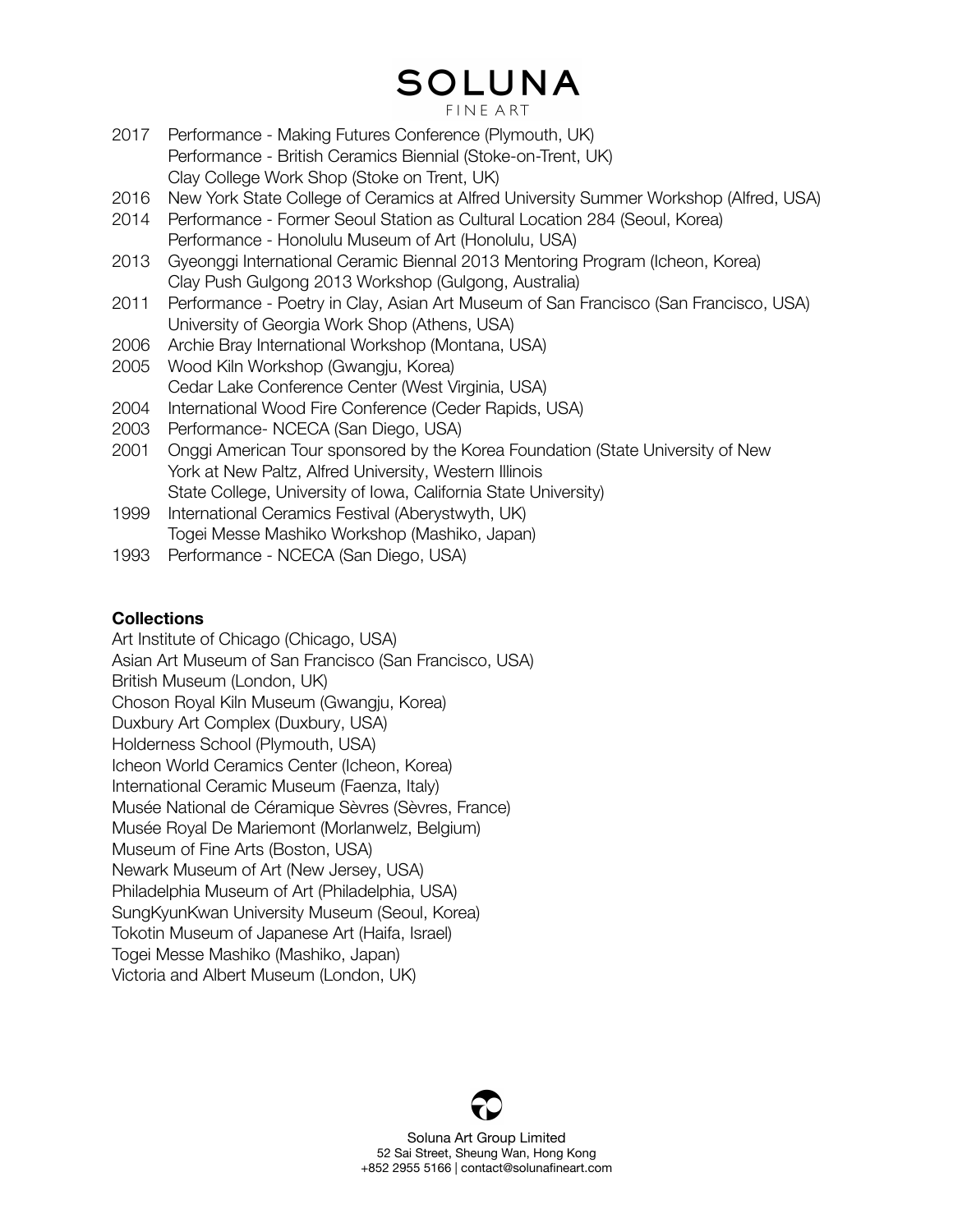2017 Performance - Making Futures Conference (Plymouth, UK)
Performance - British Ceramics Biennial (Stoke-on-Trent, UK)
Clay College Work Shop (Stoke on Trent, UK)
2016 New York State College of Ceramics at Alfred University Summer Workshop (Alfred, USA)
2014 Performance - Former Seoul Station as Cultural Location 284 (Seoul, Korea)
Performance - Honolulu Museum of Art (Honolulu, USA)
2013 Gyeonggi International Ceramic Biennal 2013 Mentoring Program (Icheon, Korea)
Clay Push Gulgong 2013 Workshop (Gulgong, Australia)
2011 Performance - Poetry in Clay, Asian Art Museum of San Francisco (San Francisco, USA)
University of Georgia Work Shop (Athens, USA)
2006 Archie Bray International Workshop (Montana, USA)
2005 Wood Kiln Workshop (Gwangju, Korea)
Cedar Lake Conference Center (West Virginia, USA)
2004 International Wood Fire Conference (Ceder Rapids, USA)
2003 Performance- NCECA (San Diego, USA)
2001 Onggi American Tour sponsored by the Korea Foundation (State University of New York at New Paltz, Alfred University, Western Illinois State College, University of Iowa, California State University)
1999 International Ceramics Festival (Aberystwyth, UK)
Togei Messe Mashiko Workshop (Mashiko, Japan)
1993 Performance - NCECA (San Diego, USA)

**Collections**

Art Institute of Chicago (Chicago, USA)
Asian Art Museum of San Francisco (San Francisco, USA)
British Museum (London, UK)
Choson Royal Kiln Museum (Gwangju, Korea)
Duxbury Art Complex (Duxbury, USA)
Holderness School (Plymouth, USA)
Icheon World Ceramics Center (Icheon, Korea)
International Ceramic Museum (Faenza, Italy)
Musée National de Céramique Sèvres (Sèvres, France)
Musée Royal De Mariemont (Morlanwelz, Belgium)
Museum of Fine Arts (Boston, USA)
Newark Museum of Art (New Jersey, USA)
Philadelphia Museum of Art (Philadelphia, USA)
SungKyunKwan University Museum (Seoul, Korea)
Tokotin Museum of Japanese Art (Haifa, Israel)
Togei Messe Mashiko (Mashiko, Japan)
Victoria and Albert Museum (London, UK)